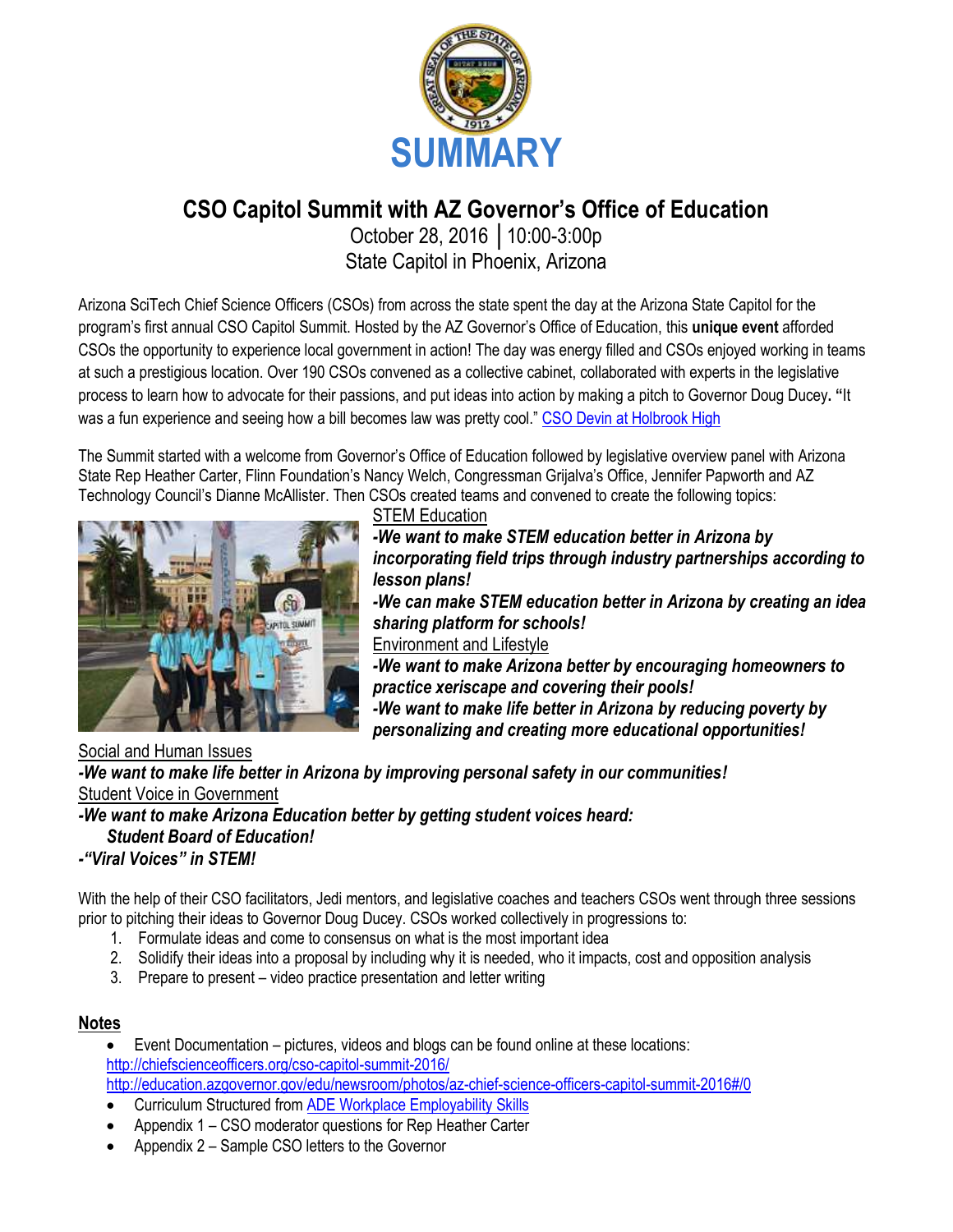# SUMMARY

## CSO Capitol Summit with AZ Governor's Office of Education

October 28, 2016 │10:00-3:00p
State Capitol in Phoenix, Arizona

Arizona SciTech Chief Science Officers (CSOs) from across the state spent the day at the Arizona State Capitol for the program's first annual CSO Capitol Summit. Hosted by the AZ Governor's Office of Education, this **unique event** afforded CSOs the opportunity to experience local government in action! The day was energy filled and CSOs enjoyed working in teams at such a prestigious location. Over 190 CSOs convened as a collective cabinet, collaborated with experts in the legislative process to learn how to advocate for their passions, and put ideas into action by making a pitch to Governor Doug Ducey. **"**It was a fun experience and seeing how a bill becomes law was pretty cool." CSO Devin at Holbrook High

The Summit started with a welcome from Governor's Office of Education followed by legislative overview panel with Arizona State Rep Heather Carter, Flinn Foundation's Nancy Welch, Congressman Grijalva's Office, Jennifer Papworth and AZ Technology Council's Dianne McAllister. Then CSOs created teams and convened to create the following topics:

STEM Education

***-We want to make STEM education better in Arizona by incorporating field trips through industry partnerships according to lesson plans!***

***-We can make STEM education better in Arizona by creating an idea sharing platform for schools!***

Environment and Lifestyle

***-We want to make Arizona better by encouraging homeowners to practice xeriscape and covering their pools!***

***-We want to make life better in Arizona by reducing poverty by personalizing and creating more educational opportunities!***

Social and Human Issues

***-We want to make life better in Arizona by improving personal safety in our communities!***

Student Voice in Government

***-We want to make Arizona Education better by getting student voices heard:***
***Student Board of Education!***

***-"Viral Voices" in STEM!***

With the help of their CSO facilitators, Jedi mentors, and legislative coaches and teachers CSOs went through three sessions prior to pitching their ideas to Governor Doug Ducey. CSOs worked collectively in progressions to:

1. Formulate ideas and come to consensus on what is the most important idea
2. Solidify their ideas into a proposal by including why it is needed, who it impacts, cost and opposition analysis
3. Prepare to present – video practice presentation and letter writing

**Notes**

- Event Documentation – pictures, videos and blogs can be found online at these locations:
  http://chiefscienceofficers.org/cso-capitol-summit-2016/
  http://education.azgovernor.gov/edu/newsroom/photos/az-chief-science-officers-capitol-summit-2016#/0
- Curriculum Structured from ADE Workplace Employability Skills
- Appendix 1 – CSO moderator questions for Rep Heather Carter
- Appendix 2 – Sample CSO letters to the Governor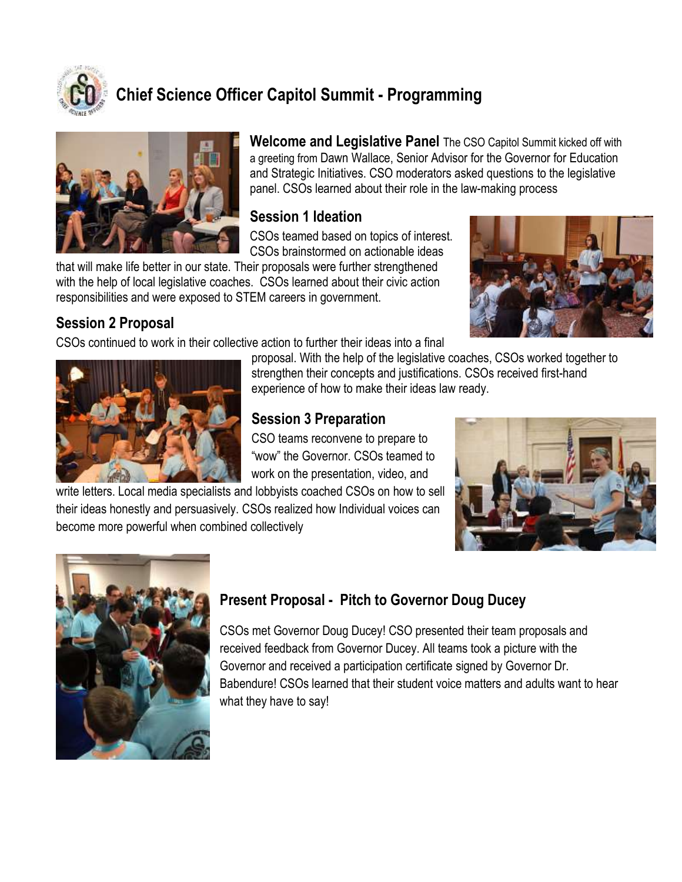# Chief Science Officer Capitol Summit - Programming

**Welcome and Legislative Panel** The CSO Capitol Summit kicked off with a greeting from Dawn Wallace, Senior Advisor for the Governor for Education and Strategic Initiatives. CSO moderators asked questions to the legislative panel. CSOs learned about their role in the law-making process

## Session 1 Ideation

CSOs teamed based on topics of interest. CSOs brainstormed on actionable ideas that will make life better in our state. Their proposals were further strengthened with the help of local legislative coaches. CSOs learned about their civic action responsibilities and were exposed to STEM careers in government.

## Session 2 Proposal

CSOs continued to work in their collective action to further their ideas into a final proposal. With the help of the legislative coaches, CSOs worked together to strengthen their concepts and justifications. CSOs received first-hand experience of how to make their ideas law ready.

## Session 3 Preparation

CSO teams reconvene to prepare to "wow" the Governor. CSOs teamed to work on the presentation, video, and write letters. Local media specialists and lobbyists coached CSOs on how to sell their ideas honestly and persuasively. CSOs realized how Individual voices can become more powerful when combined collectively

## Present Proposal - Pitch to Governor Doug Ducey

CSOs met Governor Doug Ducey! CSO presented their team proposals and received feedback from Governor Ducey. All teams took a picture with the Governor and received a participation certificate signed by Governor Dr. Babendure! CSOs learned that their student voice matters and adults want to hear what they have to say!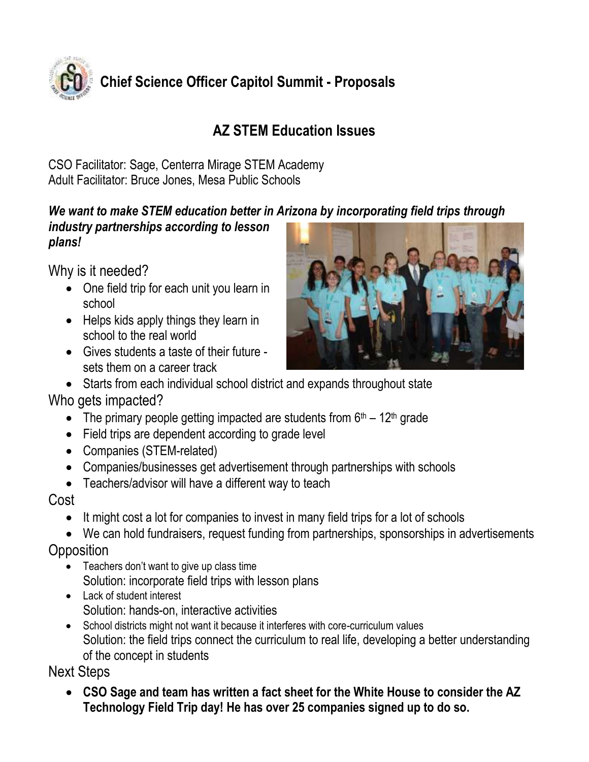# Chief Science Officer Capitol Summit - Proposals

## AZ STEM Education Issues

CSO Facilitator: Sage, Centerra Mirage STEM Academy
Adult Facilitator: Bruce Jones, Mesa Public Schools

***We want to make STEM education better in Arizona by incorporating field trips through industry partnerships according to lesson plans!***

### Why is it needed?

- One field trip for each unit you learn in school
- Helps kids apply things they learn in school to the real world
- Gives students a taste of their future - sets them on a career track
- Starts from each individual school district and expands throughout state

### Who gets impacted?

- The primary people getting impacted are students from 6th – 12th grade
- Field trips are dependent according to grade level
- Companies (STEM-related)
- Companies/businesses get advertisement through partnerships with schools
- Teachers/advisor will have a different way to teach

### Cost

- It might cost a lot for companies to invest in many field trips for a lot of schools
- We can hold fundraisers, request funding from partnerships, sponsorships in advertisements

### Opposition

- Teachers don't want to give up class time
  Solution: incorporate field trips with lesson plans
- Lack of student interest
  Solution: hands-on, interactive activities
- School districts might not want it because it interferes with core-curriculum values
  Solution: the field trips connect the curriculum to real life, developing a better understanding of the concept in students

### Next Steps

- **CSO Sage and team has written a fact sheet for the White House to consider the AZ Technology Field Trip day! He has over 25 companies signed up to do so.**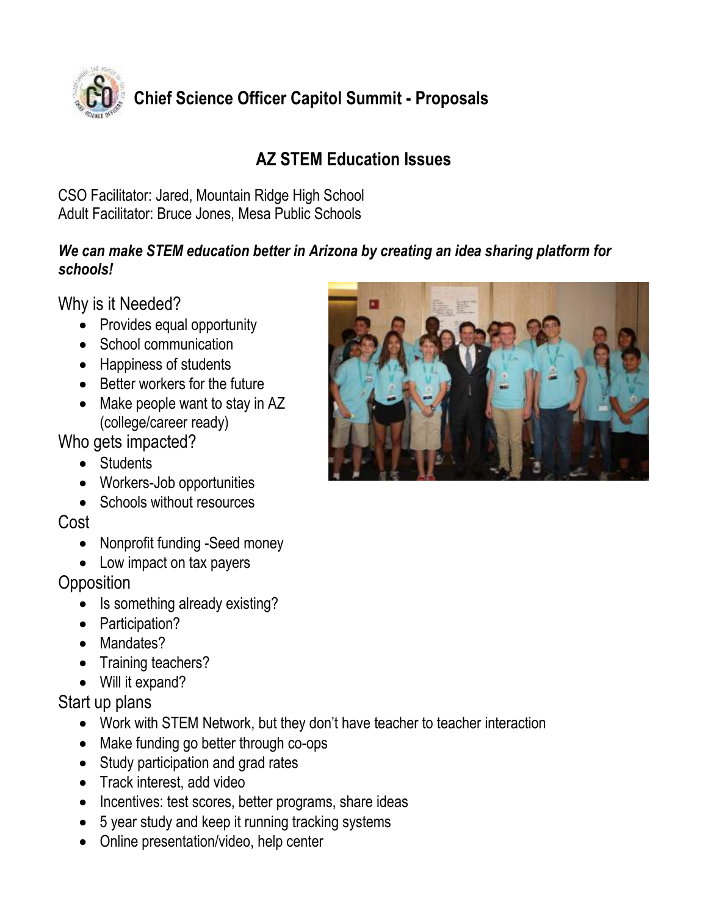# Chief Science Officer Capitol Summit - Proposals

## AZ STEM Education Issues

CSO Facilitator: Jared, Mountain Ridge High School
Adult Facilitator: Bruce Jones, Mesa Public Schools

***We can make STEM education better in Arizona by creating an idea sharing platform for schools!***

### Why is it Needed?

- Provides equal opportunity
- School communication
- Happiness of students
- Better workers for the future
- Make people want to stay in AZ (college/career ready)

### Who gets impacted?

- Students
- Workers-Job opportunities
- Schools without resources

### Cost

- Nonprofit funding -Seed money
- Low impact on tax payers

### Opposition

- Is something already existing?
- Participation?
- Mandates?
- Training teachers?
- Will it expand?

### Start up plans

- Work with STEM Network, but they don't have teacher to teacher interaction
- Make funding go better through co-ops
- Study participation and grad rates
- Track interest, add video
- Incentives: test scores, better programs, share ideas
- 5 year study and keep it running tracking systems
- Online presentation/video, help center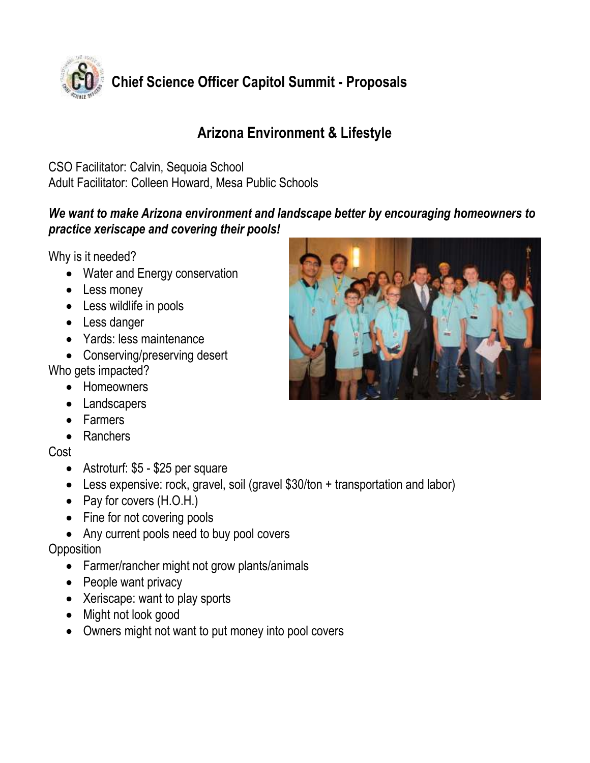# Chief Science Officer Capitol Summit - Proposals

## Arizona Environment & Lifestyle

CSO Facilitator: Calvin, Sequoia School
Adult Facilitator: Colleen Howard, Mesa Public Schools

***We want to make Arizona environment and landscape better by encouraging homeowners to practice xeriscape and covering their pools!***

Why is it needed?

- Water and Energy conservation
- Less money
- Less wildlife in pools
- Less danger
- Yards: less maintenance
- Conserving/preserving desert

Who gets impacted?

- Homeowners
- Landscapers
- Farmers
- Ranchers

Cost

- Astroturf: $5 - $25 per square
- Less expensive: rock, gravel, soil (gravel $30/ton + transportation and labor)
- Pay for covers (H.O.H.)
- Fine for not covering pools
- Any current pools need to buy pool covers

Opposition

- Farmer/rancher might not grow plants/animals
- People want privacy
- Xeriscape: want to play sports
- Might not look good
- Owners might not want to put money into pool covers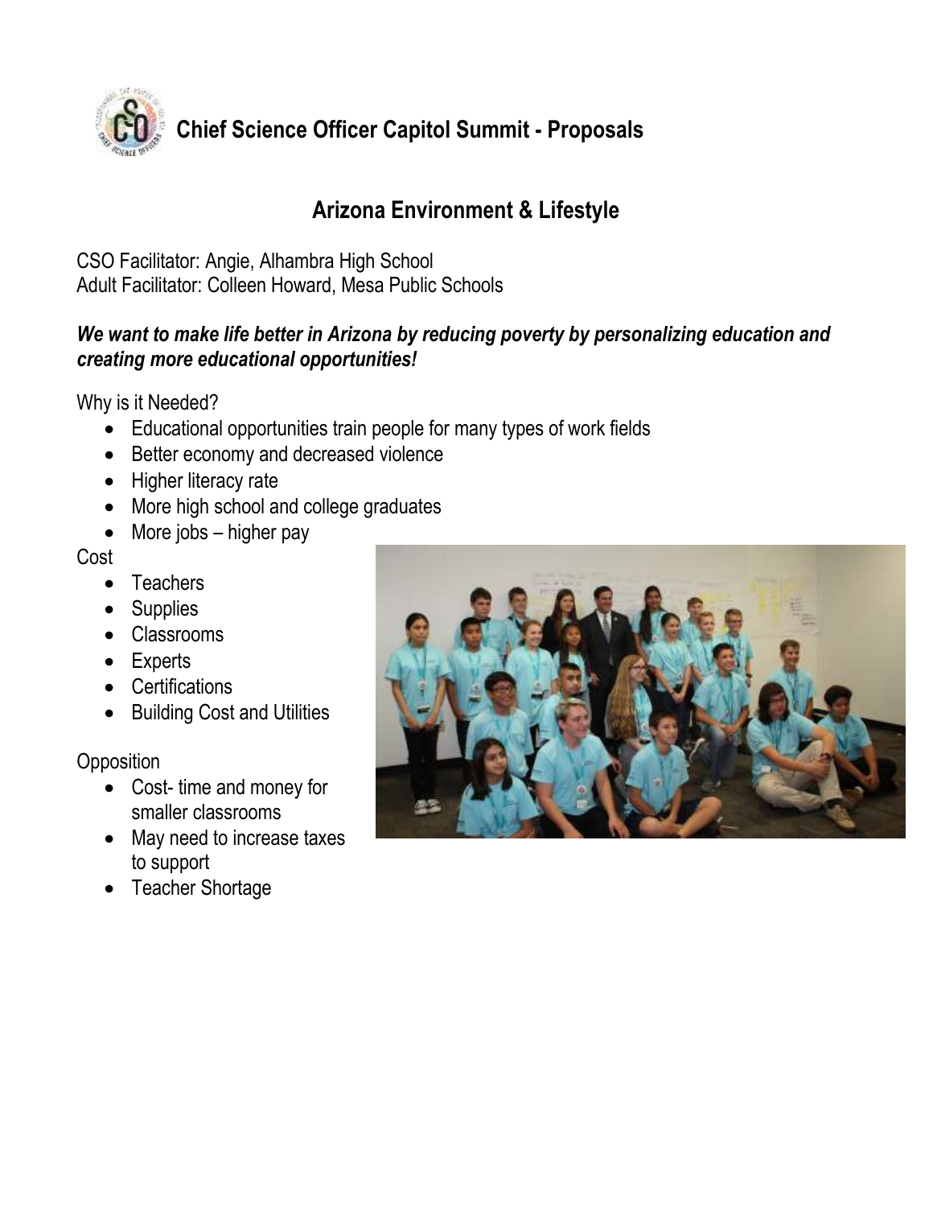# Chief Science Officer Capitol Summit - Proposals

## Arizona Environment & Lifestyle

CSO Facilitator: Angie, Alhambra High School
Adult Facilitator: Colleen Howard, Mesa Public Schools

***We want to make life better in Arizona by reducing poverty by personalizing education and creating more educational opportunities!***

Why is it Needed?

- Educational opportunities train people for many types of work fields
- Better economy and decreased violence
- Higher literacy rate
- More high school and college graduates
- More jobs – higher pay

Cost

- Teachers
- Supplies
- Classrooms
- Experts
- Certifications
- Building Cost and Utilities

Opposition

- Cost- time and money for smaller classrooms
- May need to increase taxes to support
- Teacher Shortage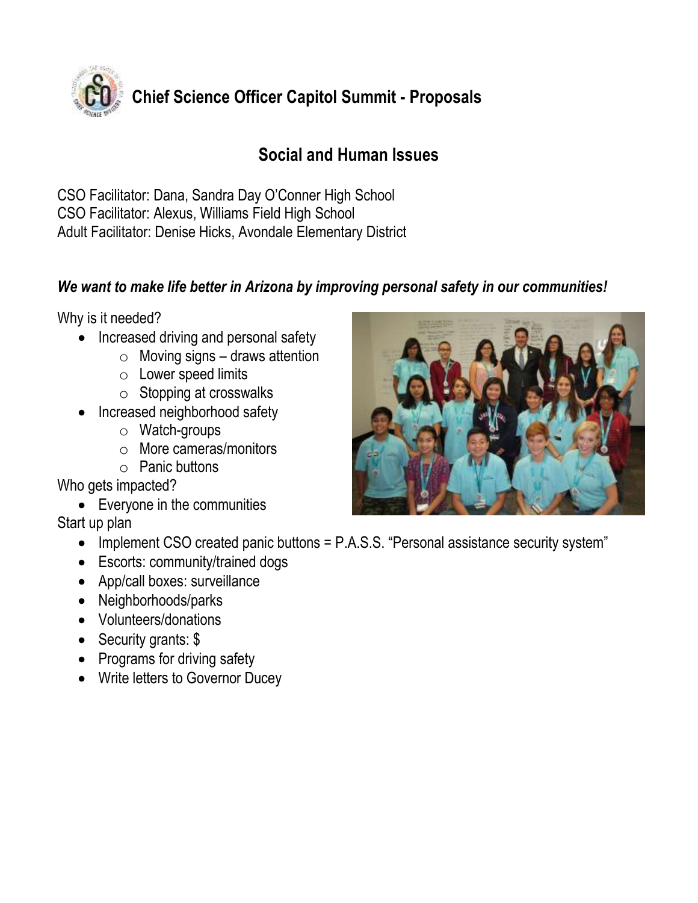# Chief Science Officer Capitol Summit - Proposals

## Social and Human Issues

CSO Facilitator: Dana, Sandra Day O'Conner High School
CSO Facilitator: Alexus, Williams Field High School
Adult Facilitator: Denise Hicks, Avondale Elementary District

***We want to make life better in Arizona by improving personal safety in our communities!***

Why is it needed?

- Increased driving and personal safety
  - Moving signs – draws attention
  - Lower speed limits
  - Stopping at crosswalks
- Increased neighborhood safety
  - Watch-groups
  - More cameras/monitors
  - Panic buttons

Who gets impacted?

- Everyone in the communities

Start up plan

- Implement CSO created panic buttons = P.A.S.S. "Personal assistance security system"
- Escorts: community/trained dogs
- App/call boxes: surveillance
- Neighborhoods/parks
- Volunteers/donations
- Security grants: $
- Programs for driving safety
- Write letters to Governor Ducey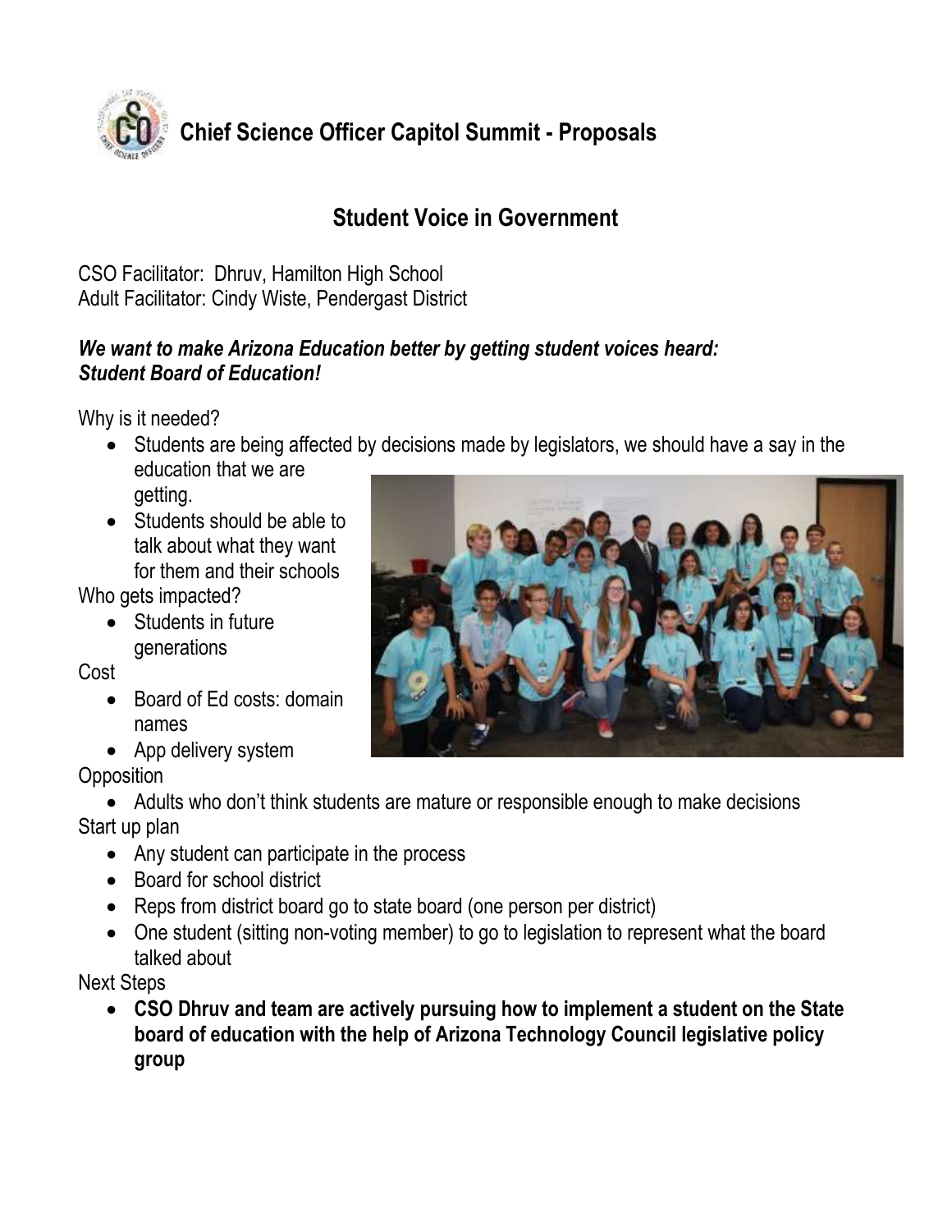# Chief Science Officer Capitol Summit - Proposals

## Student Voice in Government

CSO Facilitator: Dhruv, Hamilton High School
Adult Facilitator: Cindy Wiste, Pendergast District

***We want to make Arizona Education better by getting student voices heard: Student Board of Education!***

Why is it needed?

- Students are being affected by decisions made by legislators, we should have a say in the education that we are getting.
- Students should be able to talk about what they want for them and their schools

Who gets impacted?

- Students in future generations

Cost

- Board of Ed costs: domain names
- App delivery system

Opposition

- Adults who don't think students are mature or responsible enough to make decisions

Start up plan

- Any student can participate in the process
- Board for school district
- Reps from district board go to state board (one person per district)
- One student (sitting non-voting member) to go to legislation to represent what the board talked about

Next Steps

- **CSO Dhruv and team are actively pursuing how to implement a student on the State board of education with the help of Arizona Technology Council legislative policy group**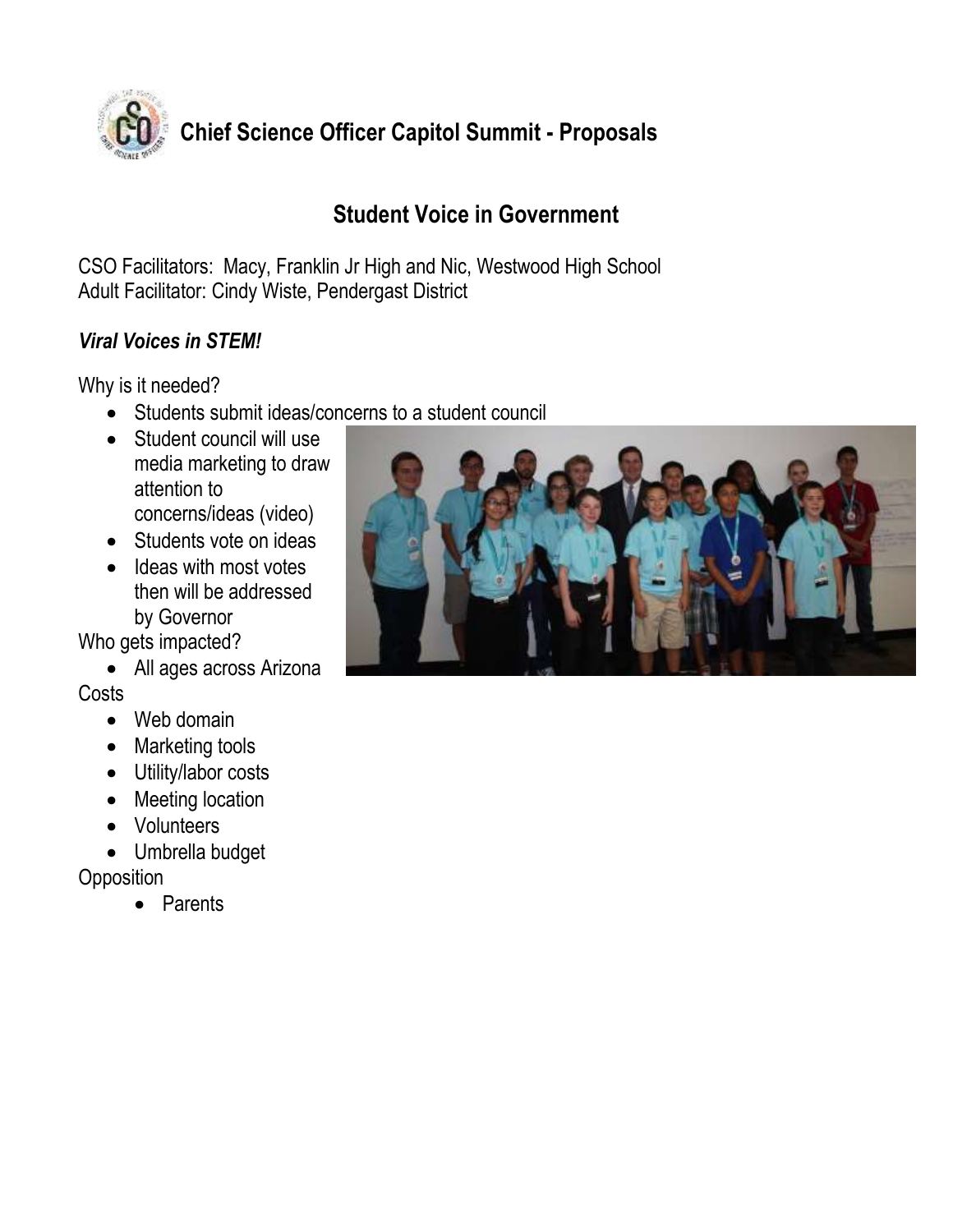# Chief Science Officer Capitol Summit - Proposals

## Student Voice in Government

CSO Facilitators: Macy, Franklin Jr High and Nic, Westwood High School
Adult Facilitator: Cindy Wiste, Pendergast District

### *Viral Voices in STEM!*

Why is it needed?

- Students submit ideas/concerns to a student council
- Student council will use media marketing to draw attention to concerns/ideas (video)
- Students vote on ideas
- Ideas with most votes then will be addressed by Governor

Who gets impacted?

- All ages across Arizona

Costs

- Web domain
- Marketing tools
- Utility/labor costs
- Meeting location
- Volunteers
- Umbrella budget

Opposition

- Parents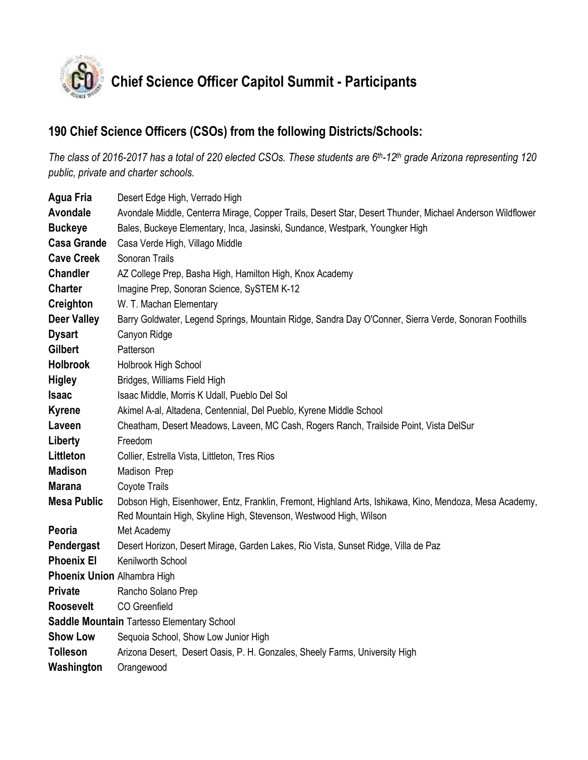# Chief Science Officer Capitol Summit - Participants

## 190 Chief Science Officers (CSOs) from the following Districts/Schools:

*The class of 2016-2017 has a total of 220 elected CSOs. These students are 6th-12th grade Arizona representing 120 public, private and charter schools.*

| | |
|---|---|
| **Agua Fria** | Desert Edge High, Verrado High |
| **Avondale** | Avondale Middle, Centerra Mirage, Copper Trails, Desert Star, Desert Thunder, Michael Anderson Wildflower |
| **Buckeye** | Bales, Buckeye Elementary, Inca, Jasinski, Sundance, Westpark, Youngker High |
| **Casa Grande** | Casa Verde High, Villago Middle |
| **Cave Creek** | Sonoran Trails |
| **Chandler** | AZ College Prep, Basha High, Hamilton High, Knox Academy |
| **Charter** | Imagine Prep, Sonoran Science, SySTEM K-12 |
| **Creighton** | W. T. Machan Elementary |
| **Deer Valley** | Barry Goldwater, Legend Springs, Mountain Ridge, Sandra Day O'Conner, Sierra Verde, Sonoran Foothills |
| **Dysart** | Canyon Ridge |
| **Gilbert** | Patterson |
| **Holbrook** | Holbrook High School |
| **Higley** | Bridges, Williams Field High |
| **Isaac** | Isaac Middle, Morris K Udall, Pueblo Del Sol |
| **Kyrene** | Akimel A-al, Altadena, Centennial, Del Pueblo, Kyrene Middle School |
| **Laveen** | Cheatham, Desert Meadows, Laveen, MC Cash, Rogers Ranch, Trailside Point, Vista DelSur |
| **Liberty** | Freedom |
| **Littleton** | Collier, Estrella Vista, Littleton, Tres Rios |
| **Madison** | Madison Prep |
| **Marana** | Coyote Trails |
| **Mesa Public** | Dobson High, Eisenhower, Entz, Franklin, Fremont, Highland Arts, Ishikawa, Kino, Mendoza, Mesa Academy, Red Mountain High, Skyline High, Stevenson, Westwood High, Wilson |
| **Peoria** | Met Academy |
| **Pendergast** | Desert Horizon, Desert Mirage, Garden Lakes, Rio Vista, Sunset Ridge, Villa de Paz |
| **Phoenix El** | Kenilworth School |
| **Phoenix Union** | Alhambra High |
| **Private** | Rancho Solano Prep |
| **Roosevelt** | CO Greenfield |
| **Saddle Mountain** | Tartesso Elementary School |
| **Show Low** | Sequoia School, Show Low Junior High |
| **Tolleson** | Arizona Desert, Desert Oasis, P. H. Gonzales, Sheely Farms, University High |
| **Washington** | Orangewood |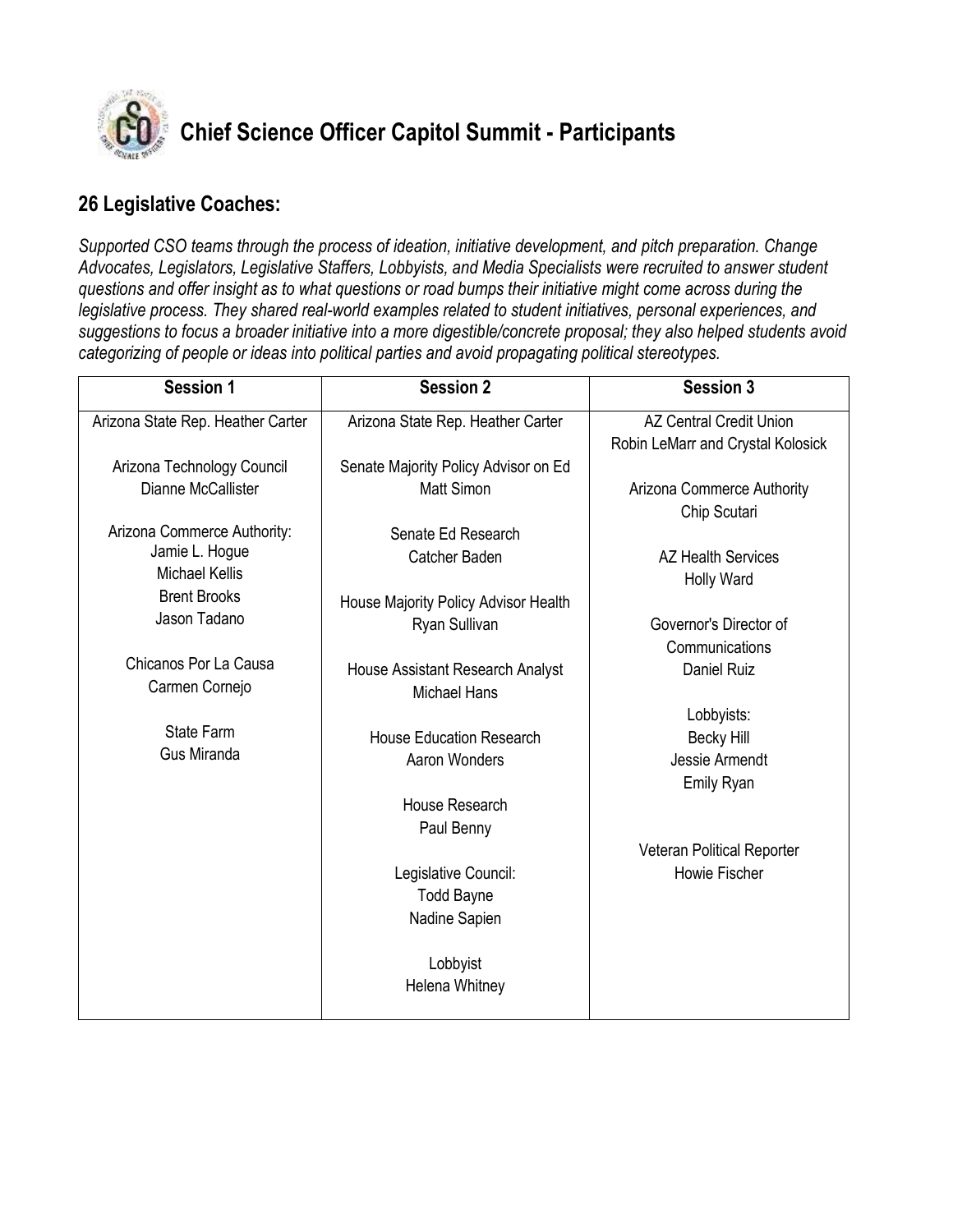# Chief Science Officer Capitol Summit - Participants

## 26 Legislative Coaches:

*Supported CSO teams through the process of ideation, initiative development, and pitch preparation. Change Advocates, Legislators, Legislative Staffers, Lobbyists, and Media Specialists were recruited to answer student questions and offer insight as to what questions or road bumps their initiative might come across during the legislative process. They shared real-world examples related to student initiatives, personal experiences, and suggestions to focus a broader initiative into a more digestible/concrete proposal; they also helped students avoid categorizing of people or ideas into political parties and avoid propagating political stereotypes.*

| Session 1 | Session 2 | Session 3 |
|---|---|---|
| Arizona State Rep. Heather Carter<br><br>Arizona Technology Council<br>Dianne McCallister<br><br>Arizona Commerce Authority:<br>Jamie L. Hogue<br>Michael Kellis<br>Brent Brooks<br>Jason Tadano<br><br>Chicanos Por La Causa<br>Carmen Cornejo<br><br>State Farm<br>Gus Miranda | Arizona State Rep. Heather Carter<br><br>Senate Majority Policy Advisor on Ed<br>Matt Simon<br><br>Senate Ed Research<br>Catcher Baden<br><br>House Majority Policy Advisor Health<br>Ryan Sullivan<br><br>House Assistant Research Analyst<br>Michael Hans<br><br>House Education Research<br>Aaron Wonders<br><br>House Research<br>Paul Benny<br><br>Legislative Council:<br>Todd Bayne<br>Nadine Sapien<br><br>Lobbyist<br>Helena Whitney | AZ Central Credit Union<br>Robin LeMarr and Crystal Kolosick<br><br>Arizona Commerce Authority<br>Chip Scutari<br><br>AZ Health Services<br>Holly Ward<br><br>Governor's Director of Communications<br>Daniel Ruiz<br><br>Lobbyists:<br>Becky Hill<br>Jessie Armendt<br>Emily Ryan<br><br>Veteran Political Reporter<br>Howie Fischer |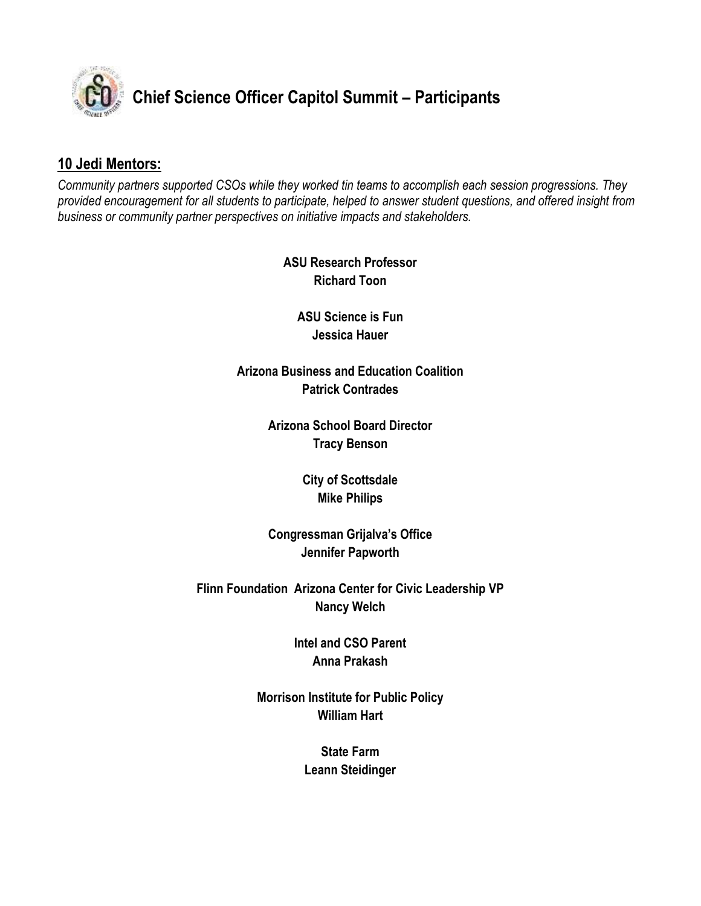# Chief Science Officer Capitol Summit – Participants

## 10 Jedi Mentors:

*Community partners supported CSOs while they worked tin teams to accomplish each session progressions. They provided encouragement for all students to participate, helped to answer student questions, and offered insight from business or community partner perspectives on initiative impacts and stakeholders.*

**ASU Research Professor**
**Richard Toon**

**ASU Science is Fun**
**Jessica Hauer**

**Arizona Business and Education Coalition**
**Patrick Contrades**

**Arizona School Board Director**
**Tracy Benson**

**City of Scottsdale**
**Mike Philips**

**Congressman Grijalva's Office**
**Jennifer Papworth**

**Flinn Foundation Arizona Center for Civic Leadership VP**
**Nancy Welch**

**Intel and CSO Parent**
**Anna Prakash**

**Morrison Institute for Public Policy**
**William Hart**

**State Farm**
**Leann Steidinger**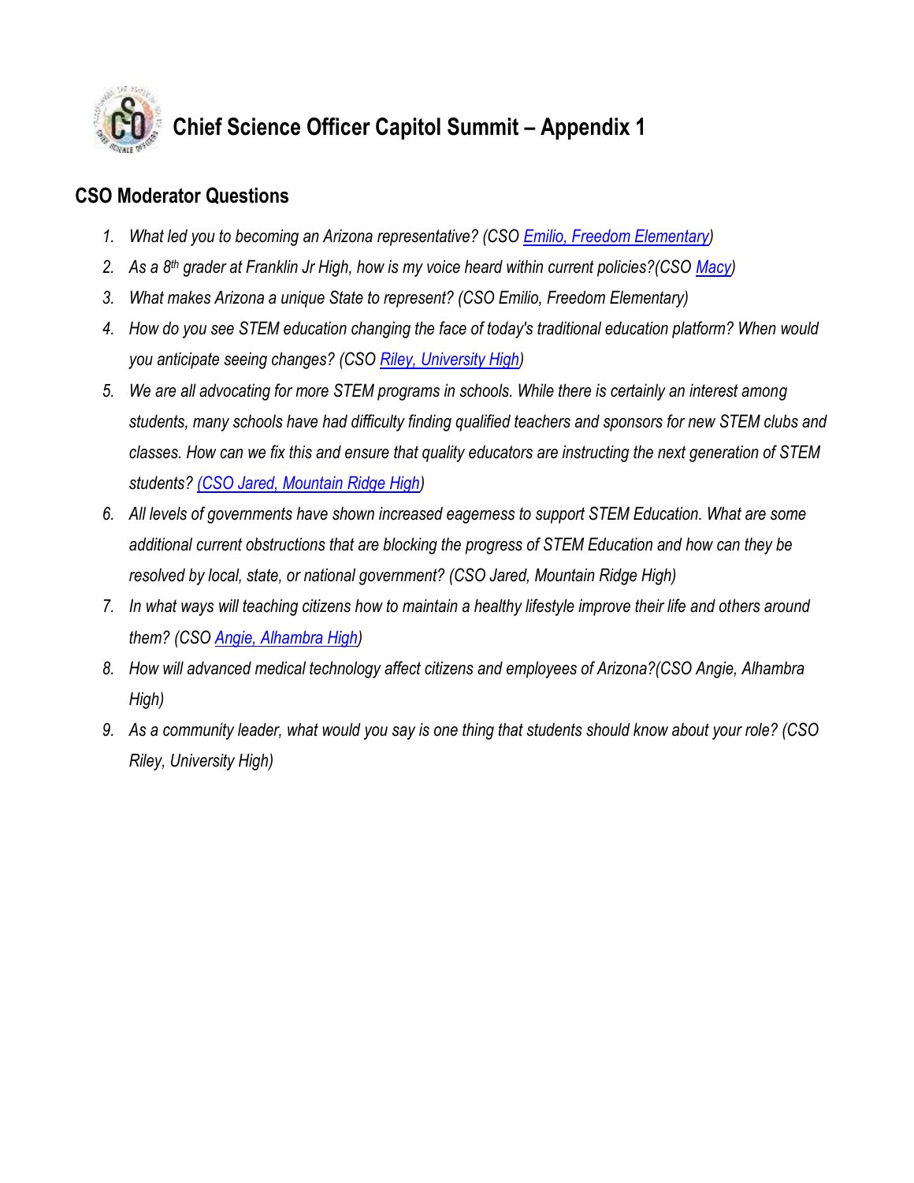# Chief Science Officer Capitol Summit – Appendix 1

## CSO Moderator Questions

1. *What led you to becoming an Arizona representative? (CSO Emilio, Freedom Elementary)*
2. *As a 8th grader at Franklin Jr High, how is my voice heard within current policies?(CSO Macy)*
3. *What makes Arizona a unique State to represent? (CSO Emilio, Freedom Elementary)*
4. *How do you see STEM education changing the face of today's traditional education platform? When would you anticipate seeing changes? (CSO Riley, University High)*
5. *We are all advocating for more STEM programs in schools. While there is certainly an interest among students, many schools have had difficulty finding qualified teachers and sponsors for new STEM clubs and classes. How can we fix this and ensure that quality educators are instructing the next generation of STEM students? (CSO Jared, Mountain Ridge High)*
6. *All levels of governments have shown increased eagerness to support STEM Education. What are some additional current obstructions that are blocking the progress of STEM Education and how can they be resolved by local, state, or national government? (CSO Jared, Mountain Ridge High)*
7. *In what ways will teaching citizens how to maintain a healthy lifestyle improve their life and others around them? (CSO Angie, Alhambra High)*
8. *How will advanced medical technology affect citizens and employees of Arizona?(CSO Angie, Alhambra High)*
9. *As a community leader, what would you say is one thing that students should know about your role? (CSO Riley, University High)*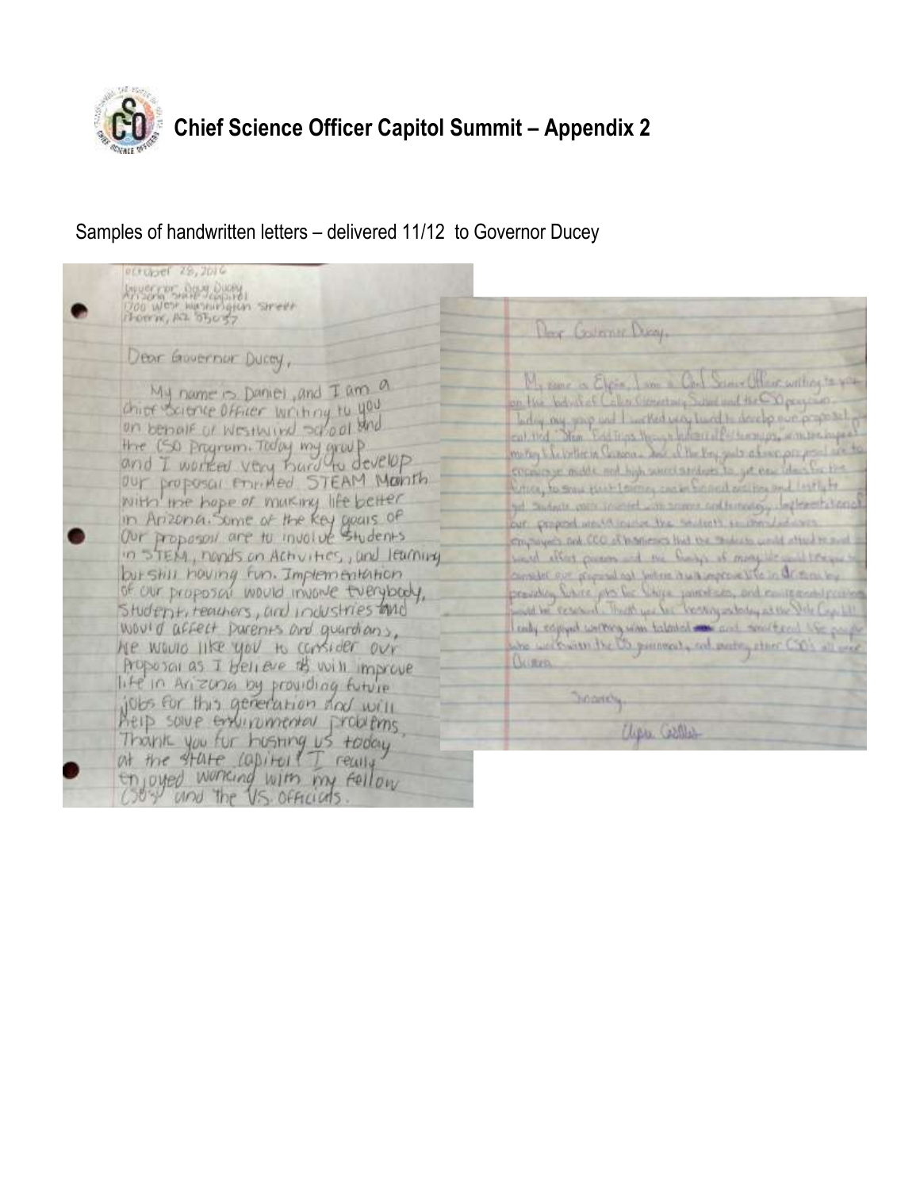# Chief Science Officer Capitol Summit – Appendix 2

Samples of handwritten letters – delivered 11/12 to Governor Ducey

October 25, 2016
Governor Doug Ducey
Arizona State Capitol
1700 West Washington Street
Phoenix, AZ 85007

Dear Governor Ducey,

My name is Daniel, and I am a chief Science Officer writing to you on behalf of Westwind School and the CSO Program. Today my group and I worked very hard to develop our proposal entitled STEAM Month with the hope of making life better in Arizona. Some of the key goals of our proposal are to involve students in STEM, hands on Activities, and learning but still having fun. Implementation of our proposal would involve everybody, Students, teachers, and industries and would affect parents and guardians. We would like you to consider our proposal as I believe it will improve life in Arizona by providing future jobs for this generation and will help solve environmental problems. Thank you for hosting us today at the state capitol! I really enjoyed working with my fellow CSO's and the US officials.

Dear Governor Ducey,

My name is Elysia, I am a Chief Science Officer writing to you on the behalf of Collin Elementary School and the CSO program. Today my group and I worked very hard to develop our proposal entitled "Stem Field Trips through Industrial Partnerships," in more hope of making life better in Arizona. Some of the key goals of our proposal are to encourage middle and high school students to get new ideas for the future, to show that learning can be beneficial exciting and lastly to get students more involved with science and technology. Implementation of our proposal would involve the students, teachers/advisors, employees and CEO of businesses that the students would attend. It would affect parents and the families of many. We would like you to consider our proposal as I believe it will improve life in Arizona by providing future jobs for future generations, and environmental problems would be resolved. Thank you for hosting us today at the State Capitol! I really enjoyed working with talented and smart people who work within the US government, and meeting other CSO's all over Arizona.

Sincerely,

Elysia Gallo